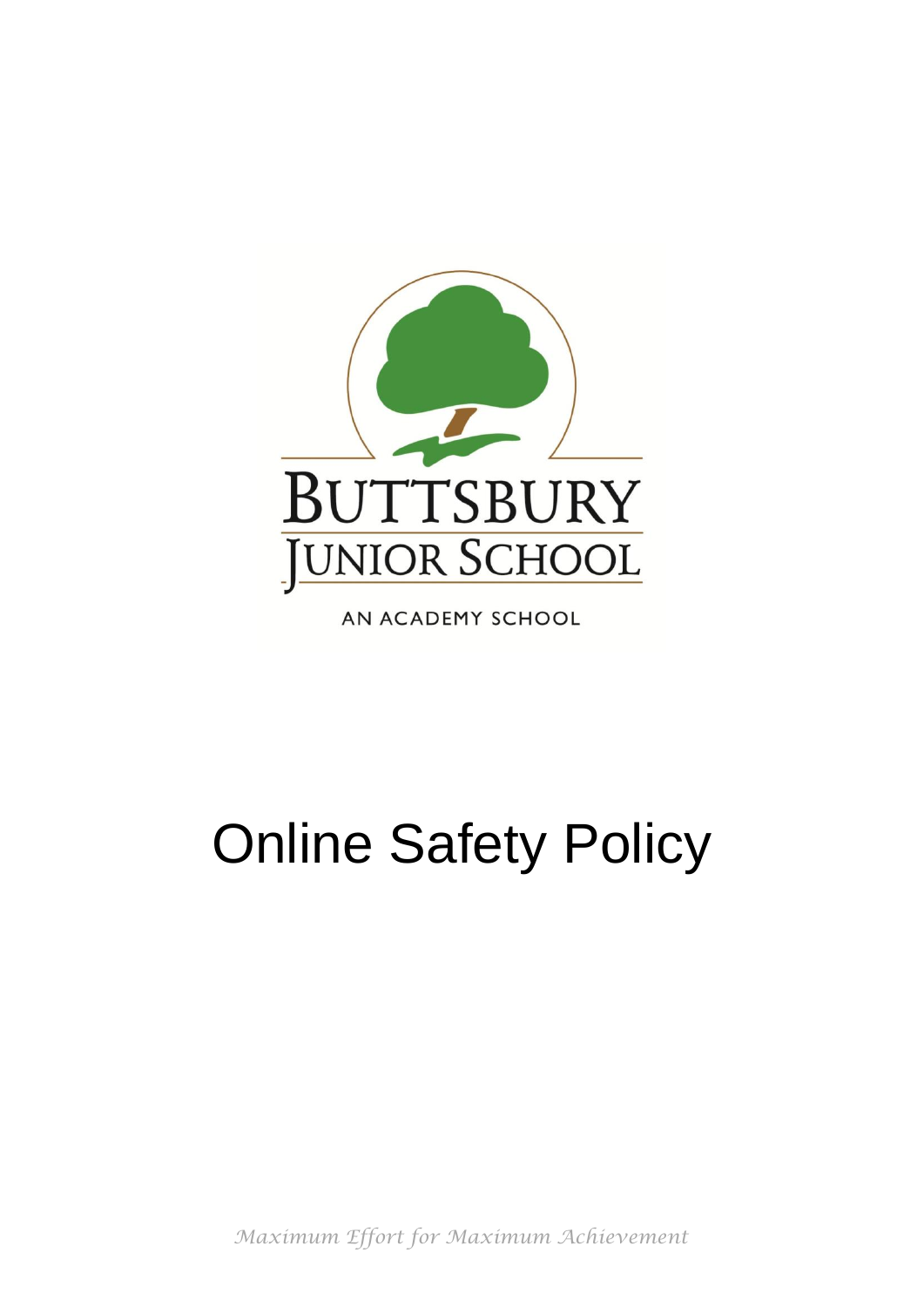BUTTSBURY
JUNIOR SCHOOL

AN ACADEMY SCHOOL

# Online Safety Policy

*Maximum Effort for Maximum Achievement*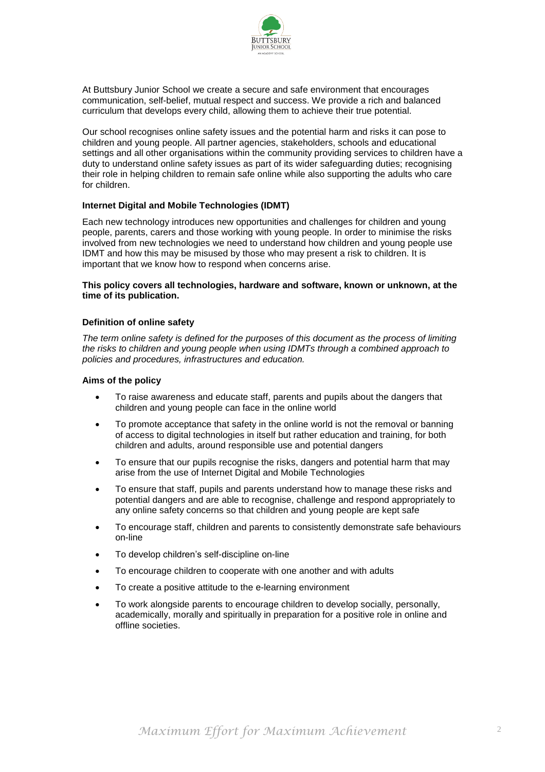At Buttsbury Junior School we create a secure and safe environment that encourages communication, self-belief, mutual respect and success. We provide a rich and balanced curriculum that develops every child, allowing them to achieve their true potential.

Our school recognises online safety issues and the potential harm and risks it can pose to children and young people. All partner agencies, stakeholders, schools and educational settings and all other organisations within the community providing services to children have a duty to understand online safety issues as part of its wider safeguarding duties; recognising their role in helping children to remain safe online while also supporting the adults who care for children.

### Internet Digital and Mobile Technologies (IDMT)

Each new technology introduces new opportunities and challenges for children and young people, parents, carers and those working with young people. In order to minimise the risks involved from new technologies we need to understand how children and young people use IDMT and how this may be misused by those who may present a risk to children. It is important that we know how to respond when concerns arise.

**This policy covers all technologies, hardware and software, known or unknown, at the time of its publication.**

### Definition of online safety

*The term online safety is defined for the purposes of this document as the process of limiting the risks to children and young people when using IDMTs through a combined approach to policies and procedures, infrastructures and education.*

### Aims of the policy

- To raise awareness and educate staff, parents and pupils about the dangers that children and young people can face in the online world
- To promote acceptance that safety in the online world is not the removal or banning of access to digital technologies in itself but rather education and training, for both children and adults, around responsible use and potential dangers
- To ensure that our pupils recognise the risks, dangers and potential harm that may arise from the use of Internet Digital and Mobile Technologies
- To ensure that staff, pupils and parents understand how to manage these risks and potential dangers and are able to recognise, challenge and respond appropriately to any online safety concerns so that children and young people are kept safe
- To encourage staff, children and parents to consistently demonstrate safe behaviours on-line
- To develop children's self-discipline on-line
- To encourage children to cooperate with one another and with adults
- To create a positive attitude to the e-learning environment
- To work alongside parents to encourage children to develop socially, personally, academically, morally and spiritually in preparation for a positive role in online and offline societies.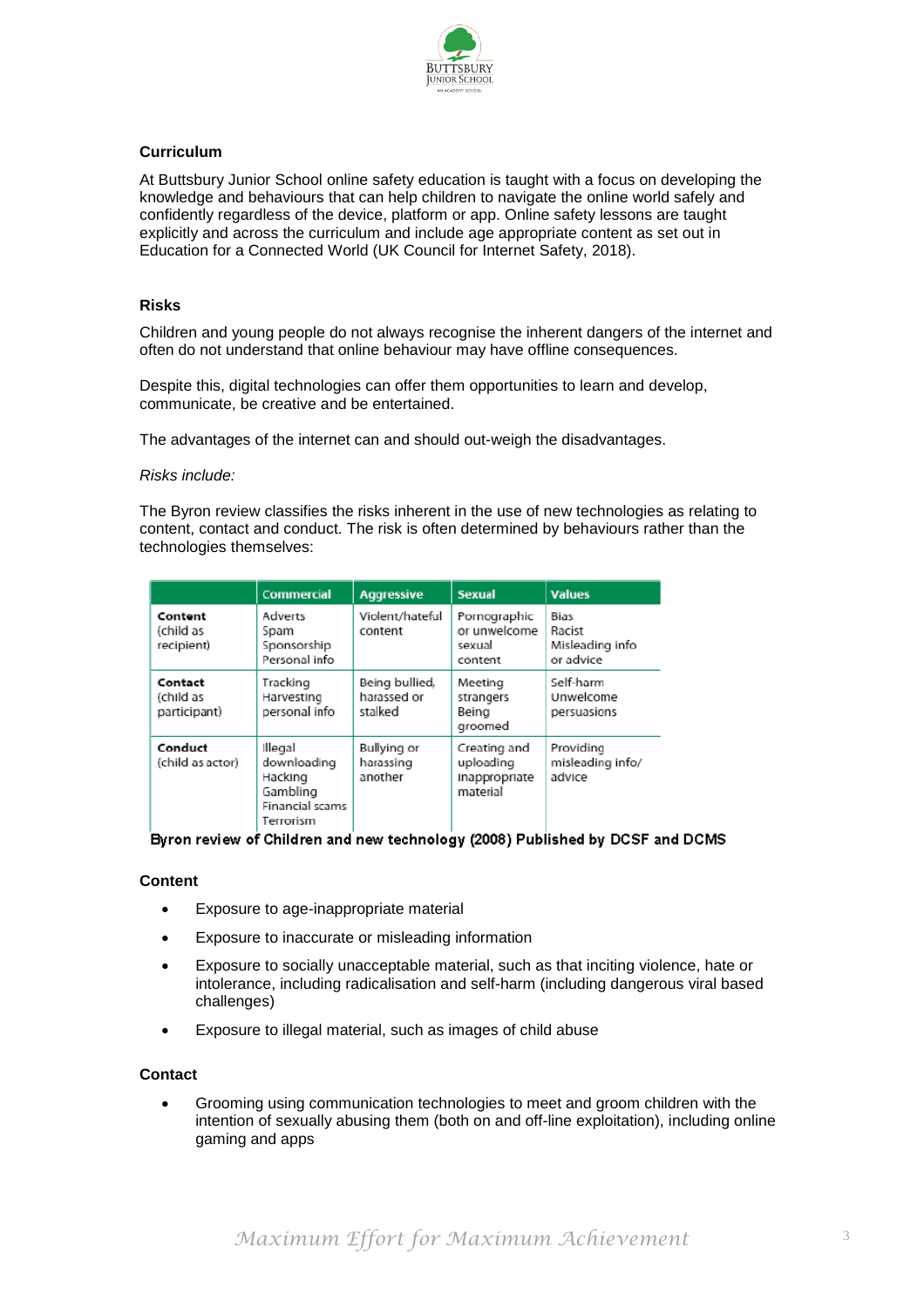### Curriculum

At Buttsbury Junior School online safety education is taught with a focus on developing the knowledge and behaviours that can help children to navigate the online world safely and confidently regardless of the device, platform or app. Online safety lessons are taught explicitly and across the curriculum and include age appropriate content as set out in Education for a Connected World (UK Council for Internet Safety, 2018).

### Risks

Children and young people do not always recognise the inherent dangers of the internet and often do not understand that online behaviour may have offline consequences.

Despite this, digital technologies can offer them opportunities to learn and develop, communicate, be creative and be entertained.

The advantages of the internet can and should out-weigh the disadvantages.

*Risks include:*

The Byron review classifies the risks inherent in the use of new technologies as relating to content, contact and conduct. The risk is often determined by behaviours rather than the technologies themselves:

| | Commercial | Aggressive | Sexual | Values |
|---|---|---|---|---|
| **Content** (child as recipient) | Adverts Spam Sponsorship Personal info | Violent/hateful content | Pornographic or unwelcome sexual content | Bias Racist Misleading info or advice |
| **Contact** (child as participant) | Tracking Harvesting personal info | Being bullied, harassed or stalked | Meeting strangers Being groomed | Self-harm Unwelcome persuasions |
| **Conduct** (child as actor) | Illegal downloading Hacking Gambling Financial scams Terrorism | Bullying or harassing another | Creating and uploading inappropriate material | Providing misleading info/ advice |

Byron review of Children and new technology (2008) Published by DCSF and DCMS

### Content

- Exposure to age-inappropriate material
- Exposure to inaccurate or misleading information
- Exposure to socially unacceptable material, such as that inciting violence, hate or intolerance, including radicalisation and self-harm (including dangerous viral based challenges)
- Exposure to illegal material, such as images of child abuse

### Contact

- Grooming using communication technologies to meet and groom children with the intention of sexually abusing them (both on and off-line exploitation), including online gaming and apps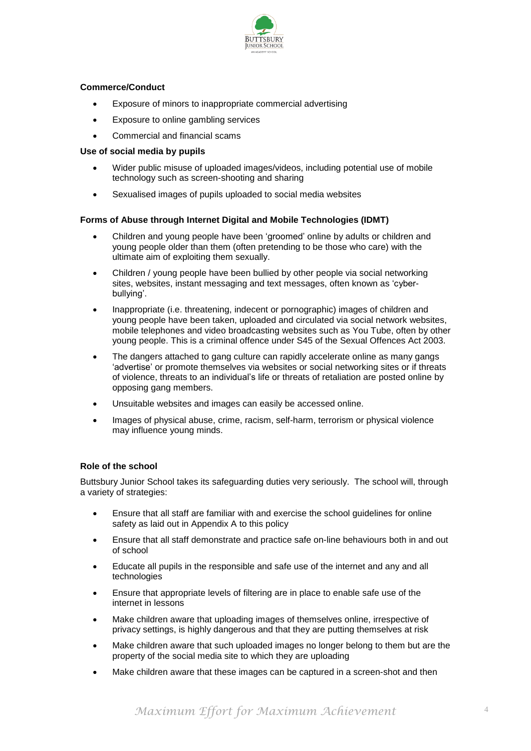**Commerce/Conduct**

- Exposure of minors to inappropriate commercial advertising
- Exposure to online gambling services
- Commercial and financial scams

**Use of social media by pupils**

- Wider public misuse of uploaded images/videos, including potential use of mobile technology such as screen-shooting and sharing
- Sexualised images of pupils uploaded to social media websites

**Forms of Abuse through Internet Digital and Mobile Technologies (IDMT)**

- Children and young people have been 'groomed' online by adults or children and young people older than them (often pretending to be those who care) with the ultimate aim of exploiting them sexually.
- Children / young people have been bullied by other people via social networking sites, websites, instant messaging and text messages, often known as 'cyber-bullying'.
- Inappropriate (i.e. threatening, indecent or pornographic) images of children and young people have been taken, uploaded and circulated via social network websites, mobile telephones and video broadcasting websites such as You Tube, often by other young people. This is a criminal offence under S45 of the Sexual Offences Act 2003.
- The dangers attached to gang culture can rapidly accelerate online as many gangs 'advertise' or promote themselves via websites or social networking sites or if threats of violence, threats to an individual's life or threats of retaliation are posted online by opposing gang members.
- Unsuitable websites and images can easily be accessed online.
- Images of physical abuse, crime, racism, self-harm, terrorism or physical violence may influence young minds.

**Role of the school**

Buttsbury Junior School takes its safeguarding duties very seriously. The school will, through a variety of strategies:

- Ensure that all staff are familiar with and exercise the school guidelines for online safety as laid out in Appendix A to this policy
- Ensure that all staff demonstrate and practice safe on-line behaviours both in and out of school
- Educate all pupils in the responsible and safe use of the internet and any and all technologies
- Ensure that appropriate levels of filtering are in place to enable safe use of the internet in lessons
- Make children aware that uploading images of themselves online, irrespective of privacy settings, is highly dangerous and that they are putting themselves at risk
- Make children aware that such uploaded images no longer belong to them but are the property of the social media site to which they are uploading
- Make children aware that these images can be captured in a screen-shot and then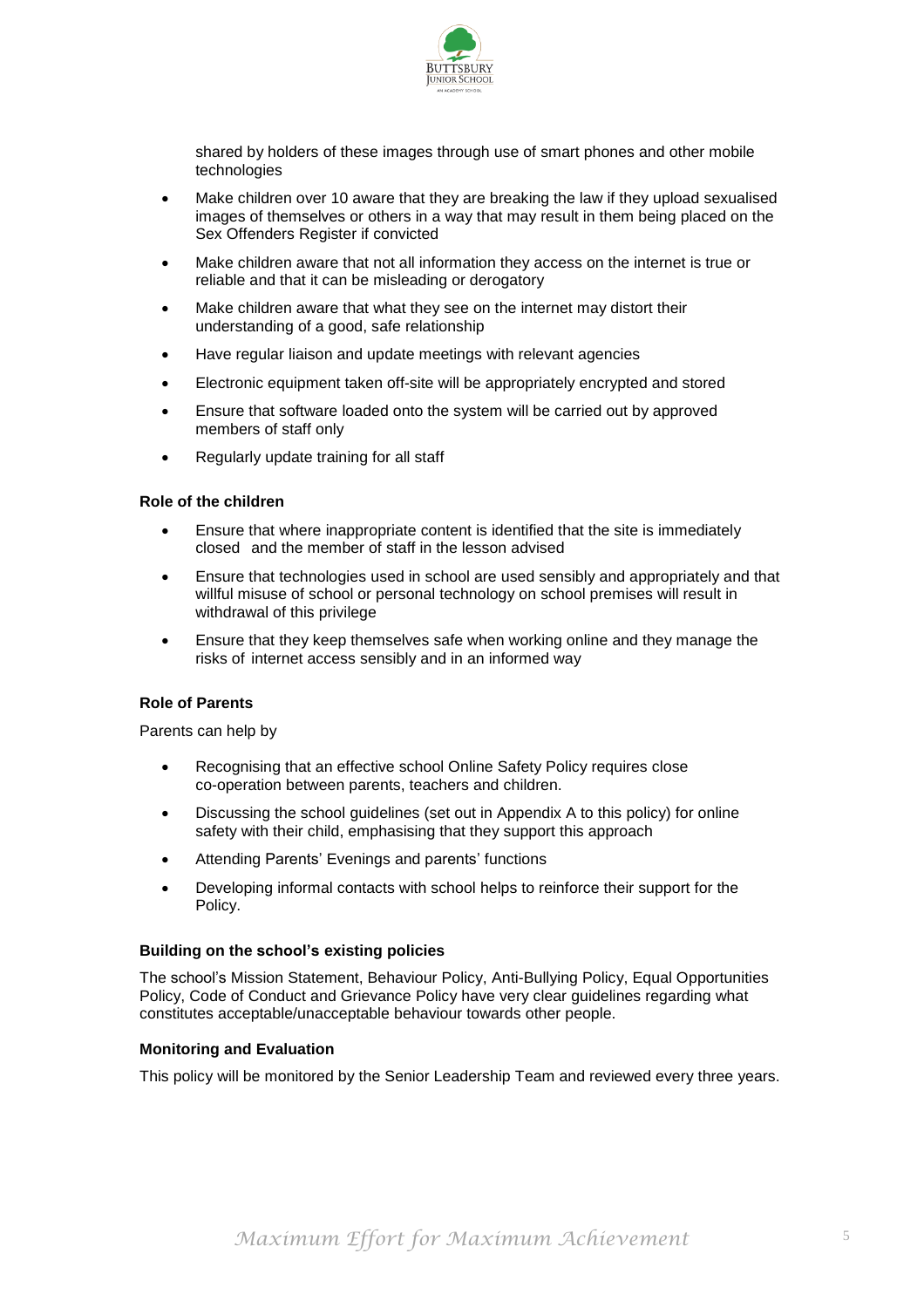shared by holders of these images through use of smart phones and other mobile technologies

- Make children over 10 aware that they are breaking the law if they upload sexualised images of themselves or others in a way that may result in them being placed on the Sex Offenders Register if convicted
- Make children aware that not all information they access on the internet is true or reliable and that it can be misleading or derogatory
- Make children aware that what they see on the internet may distort their understanding of a good, safe relationship
- Have regular liaison and update meetings with relevant agencies
- Electronic equipment taken off-site will be appropriately encrypted and stored
- Ensure that software loaded onto the system will be carried out by approved members of staff only
- Regularly update training for all staff

**Role of the children**

- Ensure that where inappropriate content is identified that the site is immediately closed and the member of staff in the lesson advised
- Ensure that technologies used in school are used sensibly and appropriately and that willful misuse of school or personal technology on school premises will result in withdrawal of this privilege
- Ensure that they keep themselves safe when working online and they manage the risks of internet access sensibly and in an informed way

**Role of Parents**

Parents can help by

- Recognising that an effective school Online Safety Policy requires close co-operation between parents, teachers and children.
- Discussing the school guidelines (set out in Appendix A to this policy) for online safety with their child, emphasising that they support this approach
- Attending Parents' Evenings and parents' functions
- Developing informal contacts with school helps to reinforce their support for the Policy.

**Building on the school's existing policies**

The school's Mission Statement, Behaviour Policy, Anti-Bullying Policy, Equal Opportunities Policy, Code of Conduct and Grievance Policy have very clear guidelines regarding what constitutes acceptable/unacceptable behaviour towards other people.

**Monitoring and Evaluation**

This policy will be monitored by the Senior Leadership Team and reviewed every three years.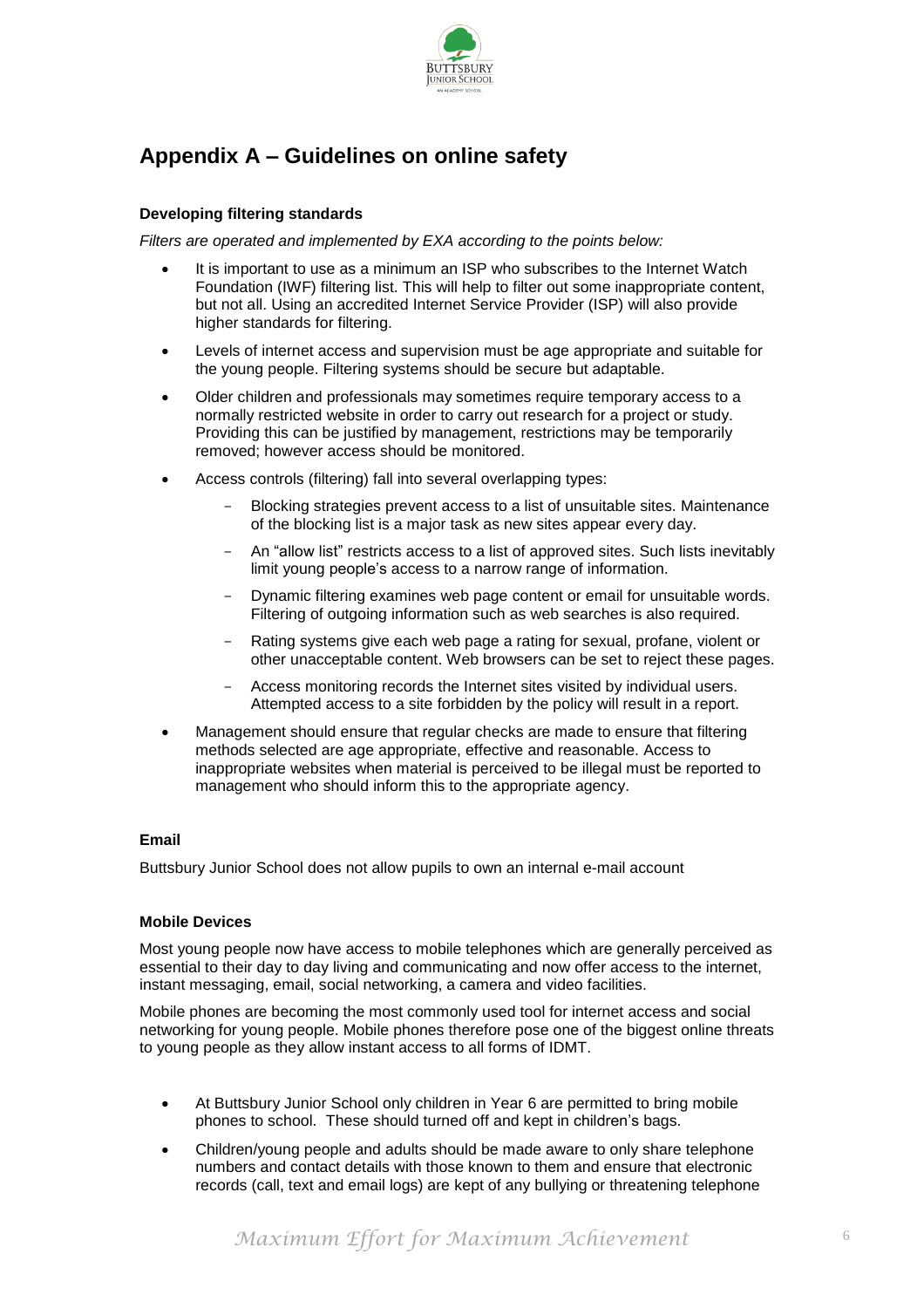## Appendix A – Guidelines on online safety

### Developing filtering standards

*Filters are operated and implemented by EXA according to the points below:*

- It is important to use as a minimum an ISP who subscribes to the Internet Watch Foundation (IWF) filtering list. This will help to filter out some inappropriate content, but not all. Using an accredited Internet Service Provider (ISP) will also provide higher standards for filtering.
- Levels of internet access and supervision must be age appropriate and suitable for the young people. Filtering systems should be secure but adaptable.
- Older children and professionals may sometimes require temporary access to a normally restricted website in order to carry out research for a project or study. Providing this can be justified by management, restrictions may be temporarily removed; however access should be monitored.
- Access controls (filtering) fall into several overlapping types:
  - Blocking strategies prevent access to a list of unsuitable sites. Maintenance of the blocking list is a major task as new sites appear every day.
  - An "allow list" restricts access to a list of approved sites. Such lists inevitably limit young people's access to a narrow range of information.
  - Dynamic filtering examines web page content or email for unsuitable words. Filtering of outgoing information such as web searches is also required.
  - Rating systems give each web page a rating for sexual, profane, violent or other unacceptable content. Web browsers can be set to reject these pages.
  - Access monitoring records the Internet sites visited by individual users. Attempted access to a site forbidden by the policy will result in a report.
- Management should ensure that regular checks are made to ensure that filtering methods selected are age appropriate, effective and reasonable. Access to inappropriate websites when material is perceived to be illegal must be reported to management who should inform this to the appropriate agency.

### Email

Buttsbury Junior School does not allow pupils to own an internal e-mail account

### Mobile Devices

Most young people now have access to mobile telephones which are generally perceived as essential to their day to day living and communicating and now offer access to the internet, instant messaging, email, social networking, a camera and video facilities.

Mobile phones are becoming the most commonly used tool for internet access and social networking for young people. Mobile phones therefore pose one of the biggest online threats to young people as they allow instant access to all forms of IDMT.

- At Buttsbury Junior School only children in Year 6 are permitted to bring mobile phones to school. These should turned off and kept in children's bags.
- Children/young people and adults should be made aware to only share telephone numbers and contact details with those known to them and ensure that electronic records (call, text and email logs) are kept of any bullying or threatening telephone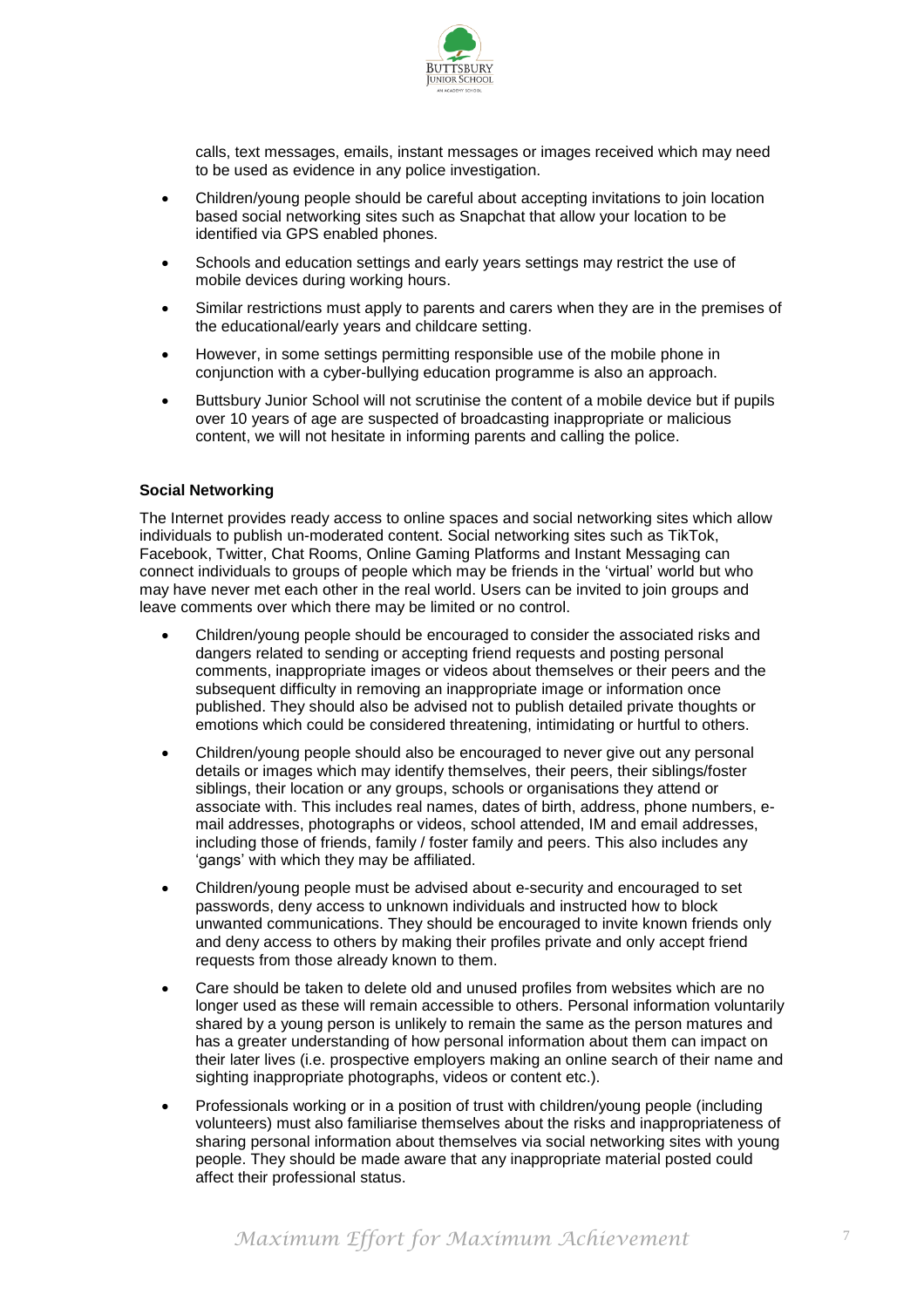calls, text messages, emails, instant messages or images received which may need to be used as evidence in any police investigation.

- Children/young people should be careful about accepting invitations to join location based social networking sites such as Snapchat that allow your location to be identified via GPS enabled phones.
- Schools and education settings and early years settings may restrict the use of mobile devices during working hours.
- Similar restrictions must apply to parents and carers when they are in the premises of the educational/early years and childcare setting.
- However, in some settings permitting responsible use of the mobile phone in conjunction with a cyber-bullying education programme is also an approach.
- Buttsbury Junior School will not scrutinise the content of a mobile device but if pupils over 10 years of age are suspected of broadcasting inappropriate or malicious content, we will not hesitate in informing parents and calling the police.

**Social Networking**

The Internet provides ready access to online spaces and social networking sites which allow individuals to publish un-moderated content. Social networking sites such as TikTok, Facebook, Twitter, Chat Rooms, Online Gaming Platforms and Instant Messaging can connect individuals to groups of people which may be friends in the 'virtual' world but who may have never met each other in the real world. Users can be invited to join groups and leave comments over which there may be limited or no control.

- Children/young people should be encouraged to consider the associated risks and dangers related to sending or accepting friend requests and posting personal comments, inappropriate images or videos about themselves or their peers and the subsequent difficulty in removing an inappropriate image or information once published. They should also be advised not to publish detailed private thoughts or emotions which could be considered threatening, intimidating or hurtful to others.
- Children/young people should also be encouraged to never give out any personal details or images which may identify themselves, their peers, their siblings/foster siblings, their location or any groups, schools or organisations they attend or associate with. This includes real names, dates of birth, address, phone numbers, e-mail addresses, photographs or videos, school attended, IM and email addresses, including those of friends, family / foster family and peers. This also includes any 'gangs' with which they may be affiliated.
- Children/young people must be advised about e-security and encouraged to set passwords, deny access to unknown individuals and instructed how to block unwanted communications. They should be encouraged to invite known friends only and deny access to others by making their profiles private and only accept friend requests from those already known to them.
- Care should be taken to delete old and unused profiles from websites which are no longer used as these will remain accessible to others. Personal information voluntarily shared by a young person is unlikely to remain the same as the person matures and has a greater understanding of how personal information about them can impact on their later lives (i.e. prospective employers making an online search of their name and sighting inappropriate photographs, videos or content etc.).
- Professionals working or in a position of trust with children/young people (including volunteers) must also familiarise themselves about the risks and inappropriateness of sharing personal information about themselves via social networking sites with young people. They should be made aware that any inappropriate material posted could affect their professional status.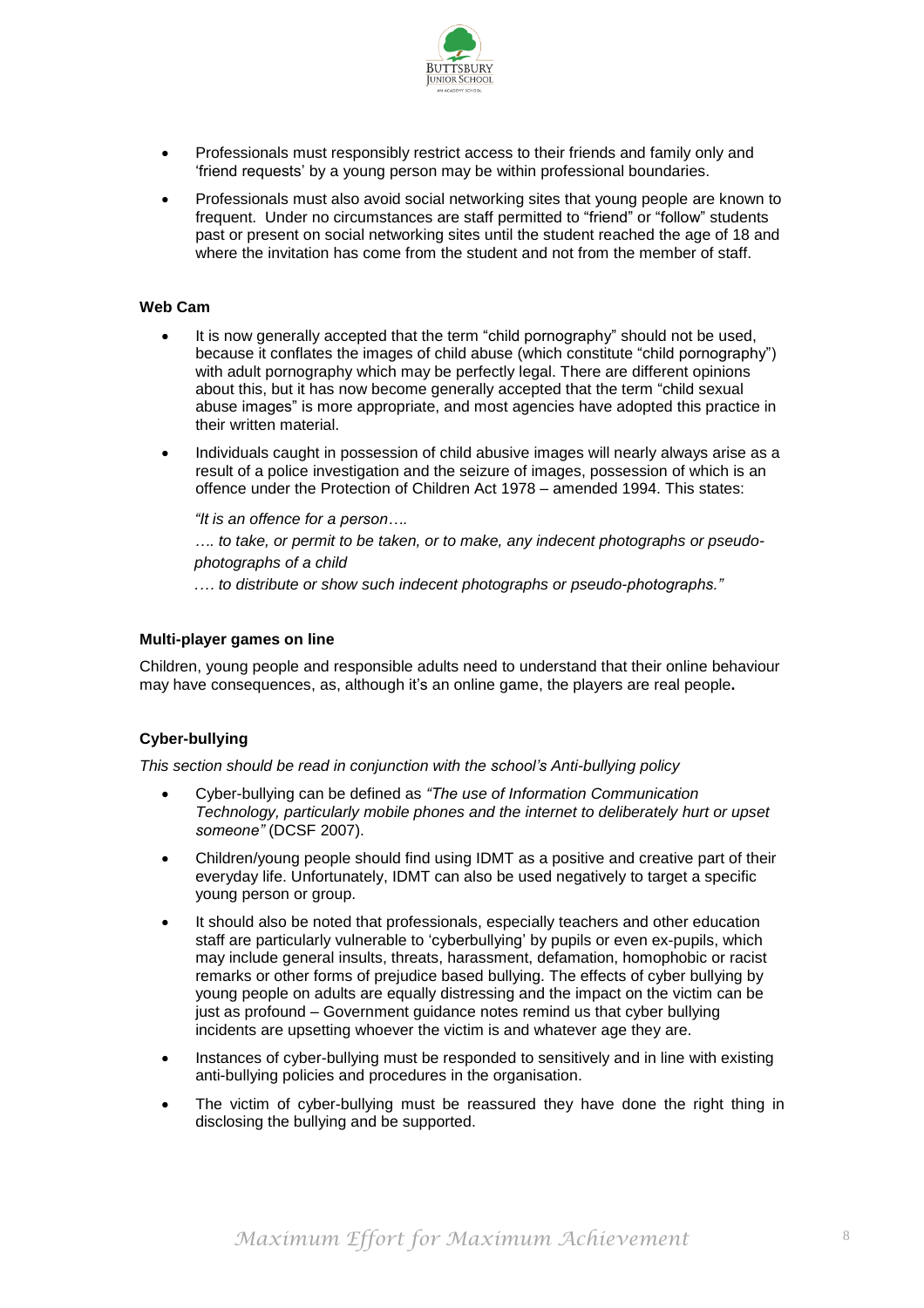- Professionals must responsibly restrict access to their friends and family only and 'friend requests' by a young person may be within professional boundaries.
- Professionals must also avoid social networking sites that young people are known to frequent. Under no circumstances are staff permitted to "friend" or "follow" students past or present on social networking sites until the student reached the age of 18 and where the invitation has come from the student and not from the member of staff.

**Web Cam**

- It is now generally accepted that the term "child pornography" should not be used, because it conflates the images of child abuse (which constitute "child pornography") with adult pornography which may be perfectly legal. There are different opinions about this, but it has now become generally accepted that the term "child sexual abuse images" is more appropriate, and most agencies have adopted this practice in their written material.
- Individuals caught in possession of child abusive images will nearly always arise as a result of a police investigation and the seizure of images, possession of which is an offence under the Protection of Children Act 1978 – amended 1994. This states:

  *"It is an offence for a person….*

  *…. to take, or permit to be taken, or to make, any indecent photographs or pseudo-photographs of a child*

  *…. to distribute or show such indecent photographs or pseudo-photographs."*

**Multi-player games on line**

Children, young people and responsible adults need to understand that their online behaviour may have consequences, as, although it's an online game, the players are real people**.**

**Cyber-bullying**

*This section should be read in conjunction with the school's Anti-bullying policy*

- Cyber-bullying can be defined as *"The use of Information Communication Technology, particularly mobile phones and the internet to deliberately hurt or upset someone"* (DCSF 2007).
- Children/young people should find using IDMT as a positive and creative part of their everyday life. Unfortunately, IDMT can also be used negatively to target a specific young person or group.
- It should also be noted that professionals, especially teachers and other education staff are particularly vulnerable to 'cyberbullying' by pupils or even ex-pupils, which may include general insults, threats, harassment, defamation, homophobic or racist remarks or other forms of prejudice based bullying. The effects of cyber bullying by young people on adults are equally distressing and the impact on the victim can be just as profound – Government guidance notes remind us that cyber bullying incidents are upsetting whoever the victim is and whatever age they are.
- Instances of cyber-bullying must be responded to sensitively and in line with existing anti-bullying policies and procedures in the organisation.
- The victim of cyber-bullying must be reassured they have done the right thing in disclosing the bullying and be supported.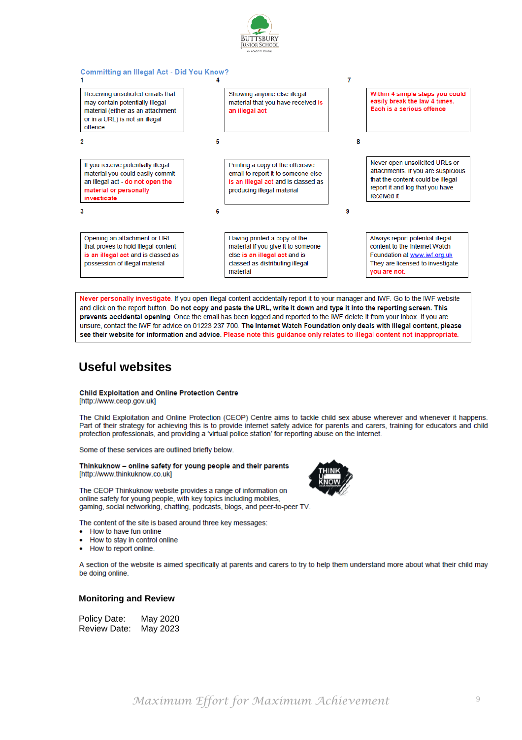### Committing an Illegal Act - Did You Know?

| 1 | 4 | 7 |
|---|---|---|
| Receiving unsolicited emails that may contain potentially illegal material (either as an attachment or in a URL) is not an illegal offence | Showing anyone else illegal material that you have received **is an illegal act** | **Within 4 simple steps you could easily break the law 4 times. Each is a serious offence** |
| **2** | **5** | **8** |
| If you receive potentially illegal material you could easily commit an illegal act - **do not open the material or personally investigate** | Printing a copy of the offensive email to report it to someone else **is an illegal act** and is classed as producing illegal material | Never open unsolicited URLs or attachments. If you are suspicious that the content could be illegal report it and log that you have received it |
| **3** | **6** | **9** |
| Opening an attachment or URL that proves to hold illegal content **is an illegal act** and is classed as possession of illegal material | Having printed a copy of the material if you give it to someone else **is an illegal act** and is classed as distributing illegal material | Always report potential illegal content to the Internet Watch Foundation at www.iwf.org.uk They are licensed to investigate **you are not.** |

**Never personally investigate**. If you open illegal content accidentally report it to your manager and IWF. Go to the IWF website and click on the report button. **Do not copy and paste the URL, write it down and type it into the reporting screen. This prevents accidental opening**. Once the email has been logged and reported to the IWF delete it from your inbox. If you are unsure, contact the IWF for advice on 01223 237 700. **The Internet Watch Foundation only deals with illegal content, please see their website for information and advice. Please note this guidance only relates to illegal content not inappropriate.**

## Useful websites

**Child Exploitation and Online Protection Centre**
[http://www.ceop.gov.uk]

The Child Exploitation and Online Protection (CEOP) Centre aims to tackle child sex abuse wherever and whenever it happens. Part of their strategy for achieving this is to provide internet safety advice for parents and carers, training for educators and child protection professionals, and providing a 'virtual police station' for reporting abuse on the internet.

Some of these services are outlined briefly below.

**Thinkuknow – online safety for young people and their parents**
[http://www.thinkuknow.co.uk]

The CEOP Thinkuknow website provides a range of information on online safety for young people, with key topics including mobiles, gaming, social networking, chatting, podcasts, blogs, and peer-to-peer TV.

The content of the site is based around three key messages:

- How to have fun online
- How to stay in control online
- How to report online.

A section of the website is aimed specifically at parents and carers to try to help them understand more about what their child may be doing online.

### Monitoring and Review

Policy Date: May 2020
Review Date: May 2023